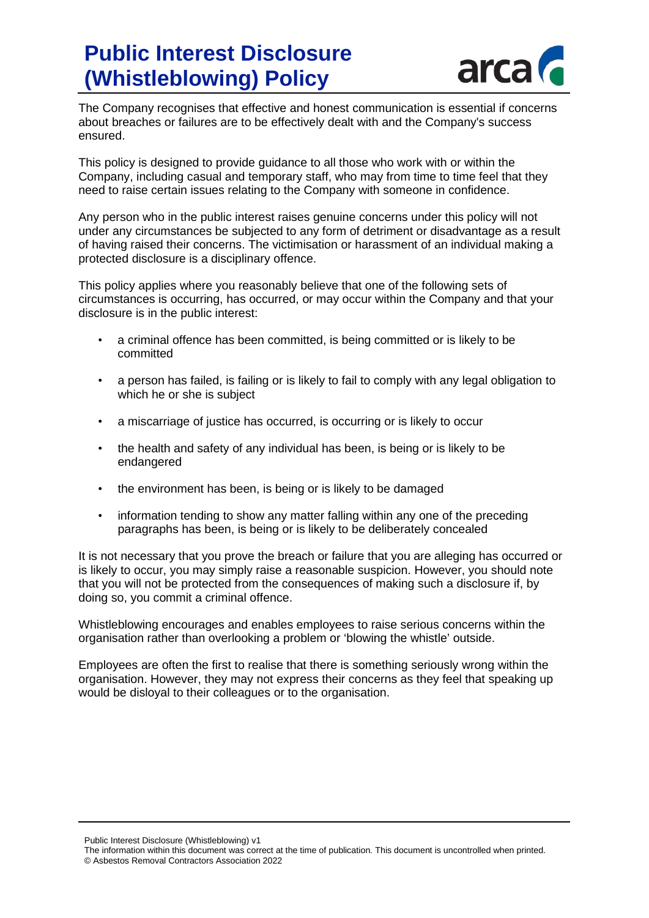# Public Interest Disclosure (Whistleblowing) Policy

The Company recognises that effective and honest communication is essential if concerns about breaches or failures are to be effectively dealt with and the Company's success ensured.

This policy is designed to provide guidance to all those who work with or within the Company, including casual and temporary staff, who may from time to time feel that they need to raise certain issues relating to the Company with someone in confidence.

Any person who in the public interest raises genuine concerns under this policy will not under any circumstances be subjected to any form of detriment or disadvantage as a result of having raised their concerns. The victimisation or harassment of an individual making a protected disclosure is a disciplinary offence.

This policy applies where you reasonably believe that one of the following sets of circumstances is occurring, has occurred, or may occur within the Company and that your disclosure is in the public interest:

- a criminal offence has been committed, is being committed or is likely to be committed
- a person has failed, is failing or is likely to fail to comply with any legal obligation to which he or she is subject
- a miscarriage of justice has occurred, is occurring or is likely to occur
- the health and safety of any individual has been, is being or is likely to be endangered
- the environment has been, is being or is likely to be damaged
- information tending to show any matter falling within any one of the preceding paragraphs has been, is being or is likely to be deliberately concealed

It is not necessary that you prove the breach or failure that you are alleging has occurred or is likely to occur, you may simply raise a reasonable suspicion. However, you should note that you will not be protected from the consequences of making such a disclosure if, by doing so, you commit a criminal offence.

Whistleblowing encourages and enables employees to raise serious concerns within the organisation rather than overlooking a problem or 'blowing the whistle' outside.

Employees are often the first to realise that there is something seriously wrong within the organisation. However, they may not express their concerns as they feel that speaking up would be disloyal to their colleagues or to the organisation.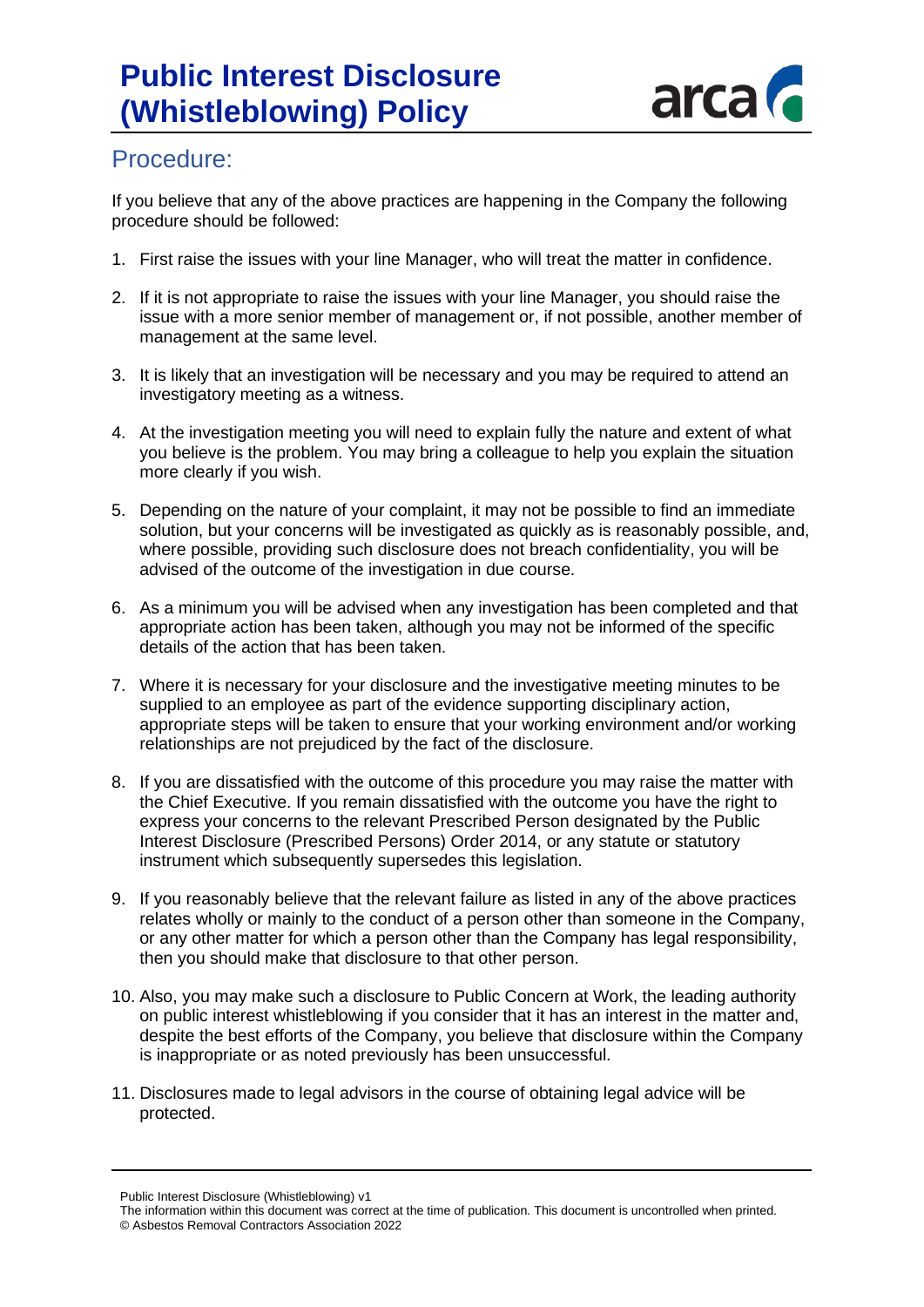## Procedure:

If you believe that any of the above practices are happening in the Company the following procedure should be followed:

1. First raise the issues with your line Manager, who will treat the matter in confidence.

2. If it is not appropriate to raise the issues with your line Manager, you should raise the issue with a more senior member of management or, if not possible, another member of management at the same level.

3. It is likely that an investigation will be necessary and you may be required to attend an investigatory meeting as a witness.

4. At the investigation meeting you will need to explain fully the nature and extent of what you believe is the problem. You may bring a colleague to help you explain the situation more clearly if you wish.

5. Depending on the nature of your complaint, it may not be possible to find an immediate solution, but your concerns will be investigated as quickly as is reasonably possible, and, where possible, providing such disclosure does not breach confidentiality, you will be advised of the outcome of the investigation in due course.

6. As a minimum you will be advised when any investigation has been completed and that appropriate action has been taken, although you may not be informed of the specific details of the action that has been taken.

7. Where it is necessary for your disclosure and the investigative meeting minutes to be supplied to an employee as part of the evidence supporting disciplinary action, appropriate steps will be taken to ensure that your working environment and/or working relationships are not prejudiced by the fact of the disclosure.

8. If you are dissatisfied with the outcome of this procedure you may raise the matter with the Chief Executive. If you remain dissatisfied with the outcome you have the right to express your concerns to the relevant Prescribed Person designated by the Public Interest Disclosure (Prescribed Persons) Order 2014, or any statute or statutory instrument which subsequently supersedes this legislation.

9. If you reasonably believe that the relevant failure as listed in any of the above practices relates wholly or mainly to the conduct of a person other than someone in the Company, or any other matter for which a person other than the Company has legal responsibility, then you should make that disclosure to that other person.

10. Also, you may make such a disclosure to Public Concern at Work, the leading authority on public interest whistleblowing if you consider that it has an interest in the matter and, despite the best efforts of the Company, you believe that disclosure within the Company is inappropriate or as noted previously has been unsuccessful.

11. Disclosures made to legal advisors in the course of obtaining legal advice will be protected.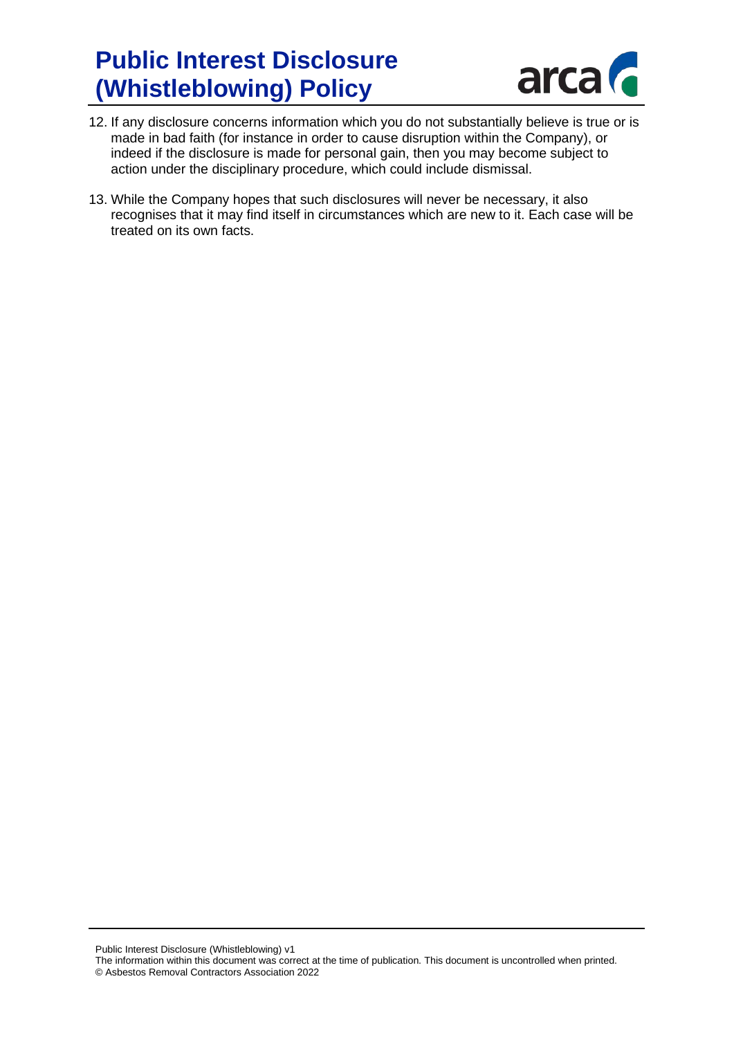12. If any disclosure concerns information which you do not substantially believe is true or is made in bad faith (for instance in order to cause disruption within the Company), or indeed if the disclosure is made for personal gain, then you may become subject to action under the disciplinary procedure, which could include dismissal.

13. While the Company hopes that such disclosures will never be necessary, it also recognises that it may find itself in circumstances which are new to it. Each case will be treated on its own facts.